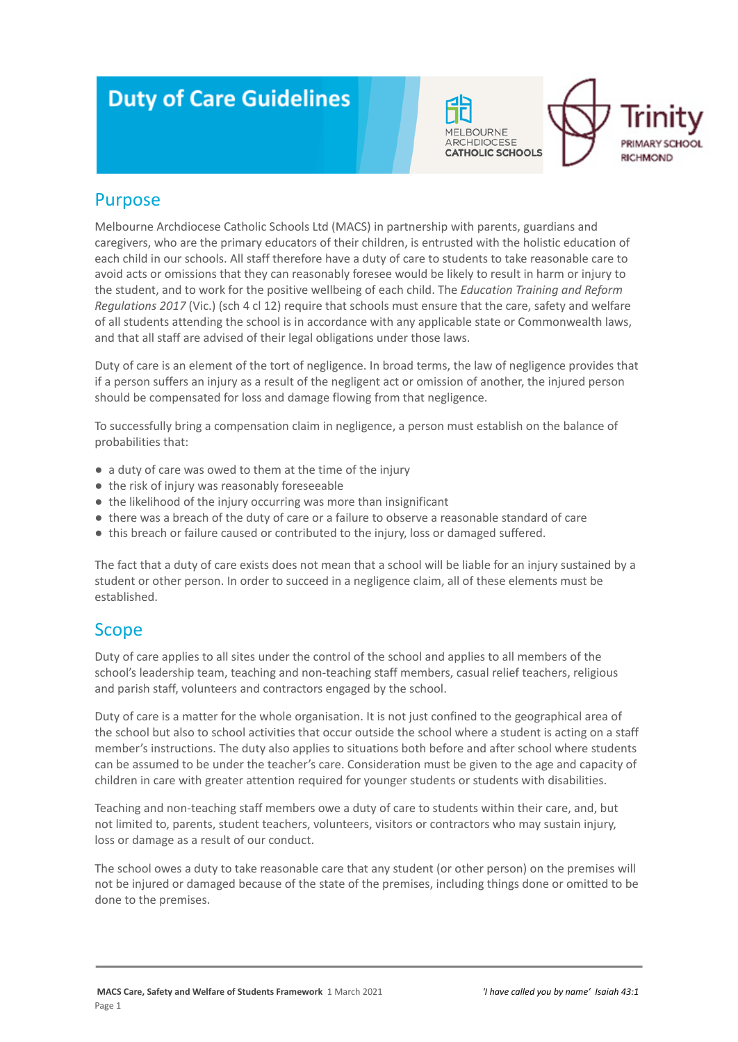# Duty of Care Guidelines

## Purpose

Melbourne Archdiocese Catholic Schools Ltd (MACS) in partnership with parents, guardians and caregivers, who are the primary educators of their children, is entrusted with the holistic education of each child in our schools. All staff therefore have a duty of care to students to take reasonable care to avoid acts or omissions that they can reasonably foresee would be likely to result in harm or injury to the student, and to work for the positive wellbeing of each child. The *Education Training and Reform Regulations 2017* (Vic.) (sch 4 cl 12) require that schools must ensure that the care, safety and welfare of all students attending the school is in accordance with any applicable state or Commonwealth laws, and that all staff are advised of their legal obligations under those laws.

Duty of care is an element of the tort of negligence. In broad terms, the law of negligence provides that if a person suffers an injury as a result of the negligent act or omission of another, the injured person should be compensated for loss and damage flowing from that negligence.

To successfully bring a compensation claim in negligence, a person must establish on the balance of probabilities that:

- a duty of care was owed to them at the time of the injury
- the risk of injury was reasonably foreseeable
- the likelihood of the injury occurring was more than insignificant
- there was a breach of the duty of care or a failure to observe a reasonable standard of care
- this breach or failure caused or contributed to the injury, loss or damaged suffered.

The fact that a duty of care exists does not mean that a school will be liable for an injury sustained by a student or other person. In order to succeed in a negligence claim, all of these elements must be established.

## Scope

Duty of care applies to all sites under the control of the school and applies to all members of the school's leadership team, teaching and non-teaching staff members, casual relief teachers, religious and parish staff, volunteers and contractors engaged by the school.

Duty of care is a matter for the whole organisation. It is not just confined to the geographical area of the school but also to school activities that occur outside the school where a student is acting on a staff member's instructions. The duty also applies to situations both before and after school where students can be assumed to be under the teacher's care. Consideration must be given to the age and capacity of children in care with greater attention required for younger students or students with disabilities.

Teaching and non-teaching staff members owe a duty of care to students within their care, and, but not limited to, parents, student teachers, volunteers, visitors or contractors who may sustain injury, loss or damage as a result of our conduct.

The school owes a duty to take reasonable care that any student (or other person) on the premises will not be injured or damaged because of the state of the premises, including things done or omitted to be done to the premises.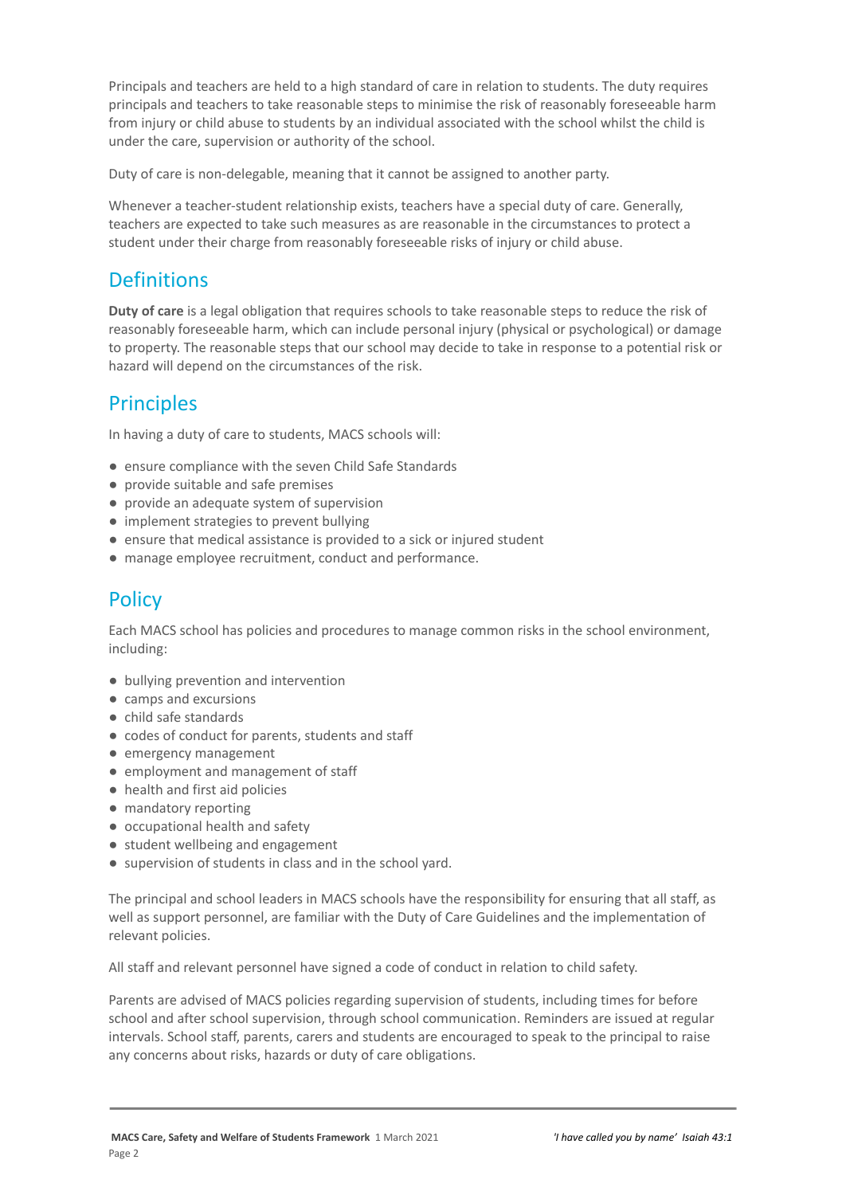Principals and teachers are held to a high standard of care in relation to students. The duty requires principals and teachers to take reasonable steps to minimise the risk of reasonably foreseeable harm from injury or child abuse to students by an individual associated with the school whilst the child is under the care, supervision or authority of the school.

Duty of care is non-delegable, meaning that it cannot be assigned to another party.

Whenever a teacher-student relationship exists, teachers have a special duty of care. Generally, teachers are expected to take such measures as are reasonable in the circumstances to protect a student under their charge from reasonably foreseeable risks of injury or child abuse.

## Definitions

**Duty of care** is a legal obligation that requires schools to take reasonable steps to reduce the risk of reasonably foreseeable harm, which can include personal injury (physical or psychological) or damage to property. The reasonable steps that our school may decide to take in response to a potential risk or hazard will depend on the circumstances of the risk.

## Principles

In having a duty of care to students, MACS schools will:

- ensure compliance with the seven Child Safe Standards
- provide suitable and safe premises
- provide an adequate system of supervision
- implement strategies to prevent bullying
- ensure that medical assistance is provided to a sick or injured student
- manage employee recruitment, conduct and performance.

## Policy

Each MACS school has policies and procedures to manage common risks in the school environment, including:

- bullying prevention and intervention
- camps and excursions
- child safe standards
- codes of conduct for parents, students and staff
- emergency management
- employment and management of staff
- health and first aid policies
- mandatory reporting
- occupational health and safety
- student wellbeing and engagement
- supervision of students in class and in the school yard.

The principal and school leaders in MACS schools have the responsibility for ensuring that all staff, as well as support personnel, are familiar with the Duty of Care Guidelines and the implementation of relevant policies.

All staff and relevant personnel have signed a code of conduct in relation to child safety.

Parents are advised of MACS policies regarding supervision of students, including times for before school and after school supervision, through school communication. Reminders are issued at regular intervals. School staff, parents, carers and students are encouraged to speak to the principal to raise any concerns about risks, hazards or duty of care obligations.